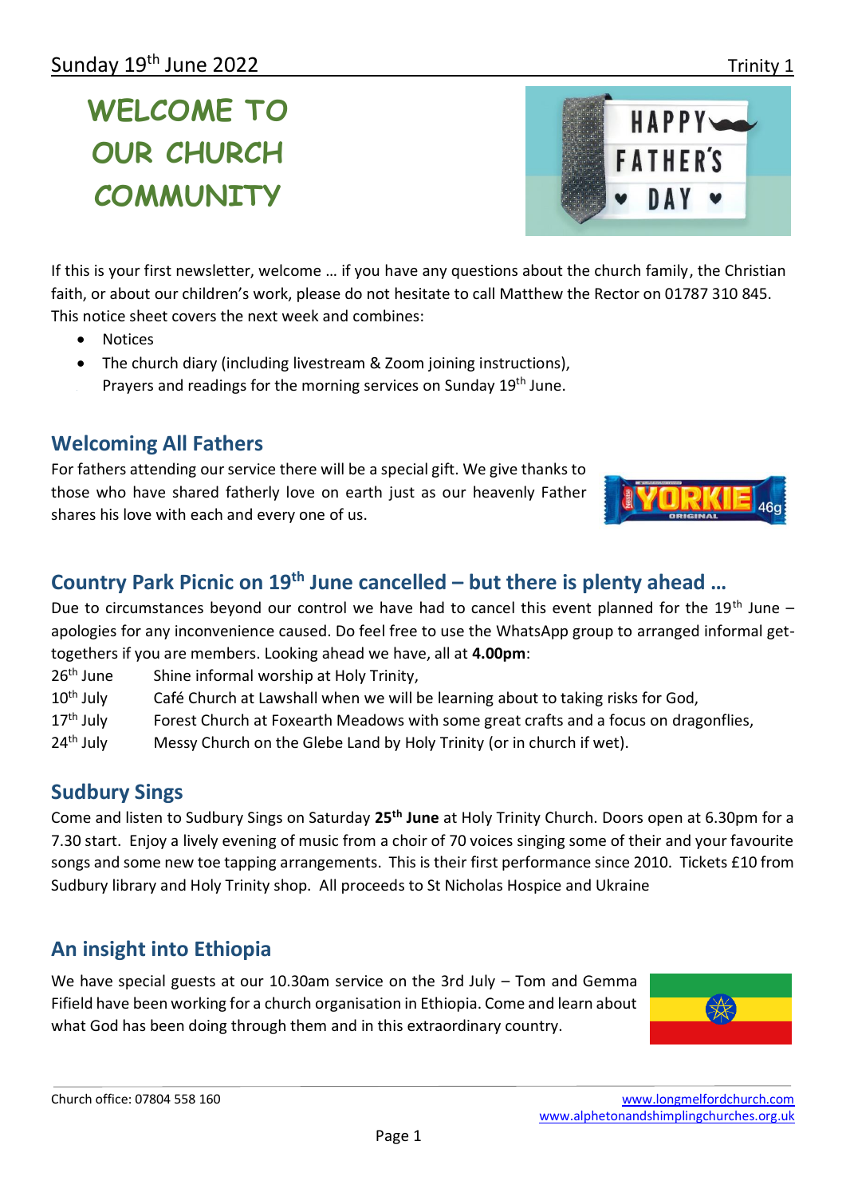Sunday 19th June 2022 Trinity 1

# WELCOME TO OUR CHURCH COMMUNITY

If this is your first newsletter, welcome … if you have any questions about the church family, the Christian faith, or about our children's work, please do not hesitate to call Matthew the Rector on 01787 310 845. This notice sheet covers the next week and combines:

- Notices
- The church diary (including livestream & Zoom joining instructions),
- Prayers and readings for the morning services on Sunday 19th June.

## Welcoming All Fathers

For fathers attending our service there will be a special gift. We give thanks to those who have shared fatherly love on earth just as our heavenly Father shares his love with each and every one of us.

## Country Park Picnic on 19th June cancelled – but there is plenty ahead …

Due to circumstances beyond our control we have had to cancel this event planned for the 19th June – apologies for any inconvenience caused. Do feel free to use the WhatsApp group to arranged informal get-togethers if you are members. Looking ahead we have, all at **4.00pm**:

26th June Shine informal worship at Holy Trinity,
10th July Café Church at Lawshall when we will be learning about to taking risks for God,
17th July Forest Church at Foxearth Meadows with some great crafts and a focus on dragonflies,
24th July Messy Church on the Glebe Land by Holy Trinity (or in church if wet).

## Sudbury Sings

Come and listen to Sudbury Sings on Saturday **25th June** at Holy Trinity Church. Doors open at 6.30pm for a 7.30 start. Enjoy a lively evening of music from a choir of 70 voices singing some of their and your favourite songs and some new toe tapping arrangements. This is their first performance since 2010. Tickets £10 from Sudbury library and Holy Trinity shop. All proceeds to St Nicholas Hospice and Ukraine

## An insight into Ethiopia

We have special guests at our 10.30am service on the 3rd July – Tom and Gemma Fifield have been working for a church organisation in Ethiopia. Come and learn about what God has been doing through them and in this extraordinary country.

Church office: 07804 558 160 www.longmelfordchurch.com www.alphetonandshimplingchurches.org.uk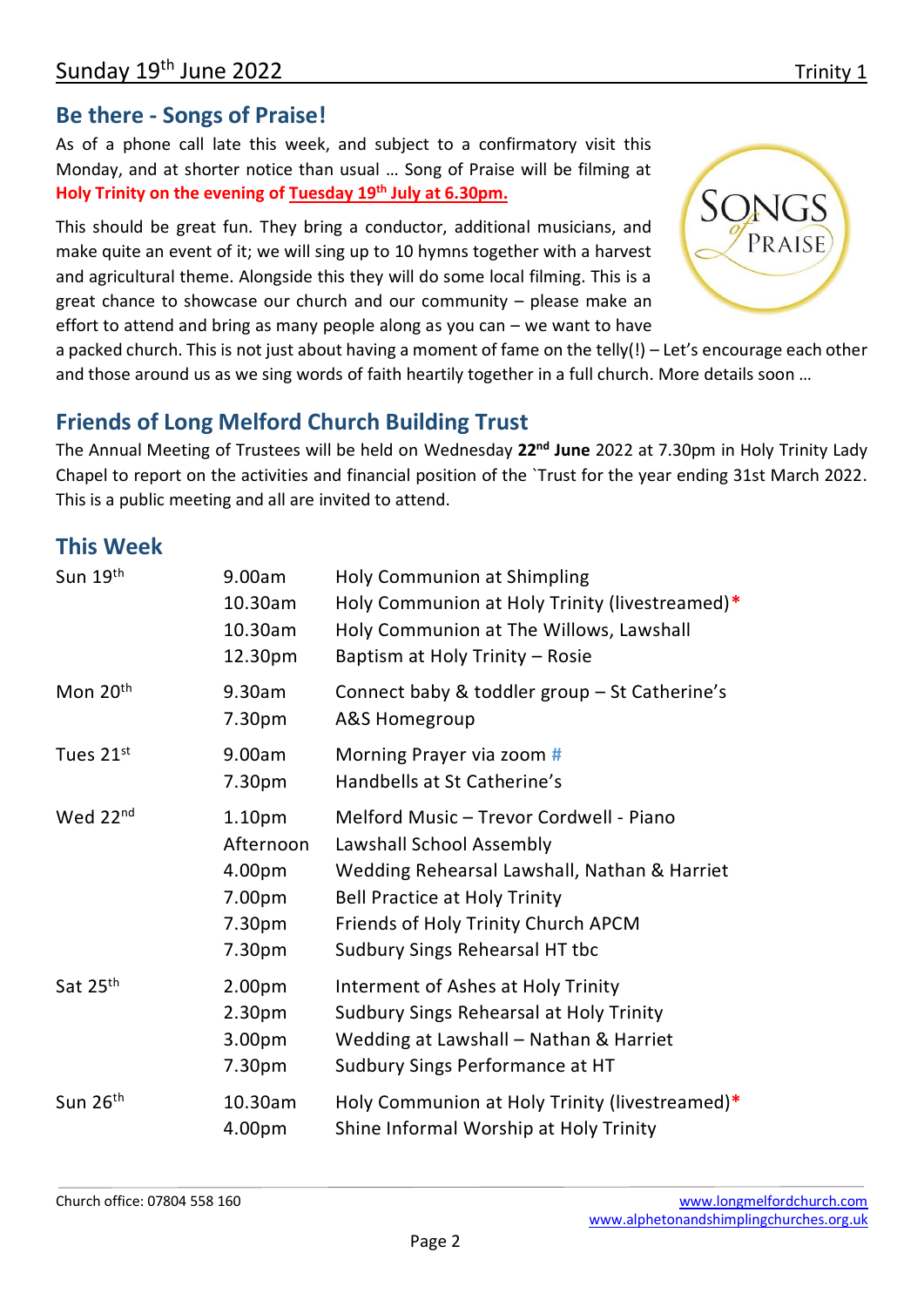Sunday 19th June 2022 Trinity 1

## Be there - Songs of Praise!

As of a phone call late this week, and subject to a confirmatory visit this Monday, and at shorter notice than usual … Song of Praise will be filming at **Holy Trinity on the evening of Tuesday 19th July at 6.30pm.**

This should be great fun. They bring a conductor, additional musicians, and make quite an event of it; we will sing up to 10 hymns together with a harvest and agricultural theme. Alongside this they will do some local filming. This is a great chance to showcase our church and our community – please make an effort to attend and bring as many people along as you can – we want to have a packed church. This is not just about having a moment of fame on the telly(!) – Let's encourage each other and those around us as we sing words of faith heartily together in a full church. More details soon …

## Friends of Long Melford Church Building Trust

The Annual Meeting of Trustees will be held on Wednesday **22nd June** 2022 at 7.30pm in Holy Trinity Lady Chapel to report on the activities and financial position of the `Trust for the year ending 31st March 2022. This is a public meeting and all are invited to attend.

## This Week

| | | |
|---|---|---|
| Sun 19th | 9.00am | Holy Communion at Shimpling |
| | 10.30am | Holy Communion at Holy Trinity (livestreamed)* |
| | 10.30am | Holy Communion at The Willows, Lawshall |
| | 12.30pm | Baptism at Holy Trinity – Rosie |
| Mon 20th | 9.30am | Connect baby & toddler group – St Catherine's |
| | 7.30pm | A&S Homegroup |
| Tues 21st | 9.00am | Morning Prayer via zoom # |
| | 7.30pm | Handbells at St Catherine's |
| Wed 22nd | 1.10pm | Melford Music – Trevor Cordwell - Piano |
| | Afternoon | Lawshall School Assembly |
| | 4.00pm | Wedding Rehearsal Lawshall, Nathan & Harriet |
| | 7.00pm | Bell Practice at Holy Trinity |
| | 7.30pm | Friends of Holy Trinity Church APCM |
| | 7.30pm | Sudbury Sings Rehearsal HT tbc |
| Sat 25th | 2.00pm | Interment of Ashes at Holy Trinity |
| | 2.30pm | Sudbury Sings Rehearsal at Holy Trinity |
| | 3.00pm | Wedding at Lawshall – Nathan & Harriet |
| | 7.30pm | Sudbury Sings Performance at HT |
| Sun 26th | 10.30am | Holy Communion at Holy Trinity (livestreamed)* |
| | 4.00pm | Shine Informal Worship at Holy Trinity |

Church office: 07804 558 160 www.longmelfordchurch.com www.alphetonandshimplingchurches.org.uk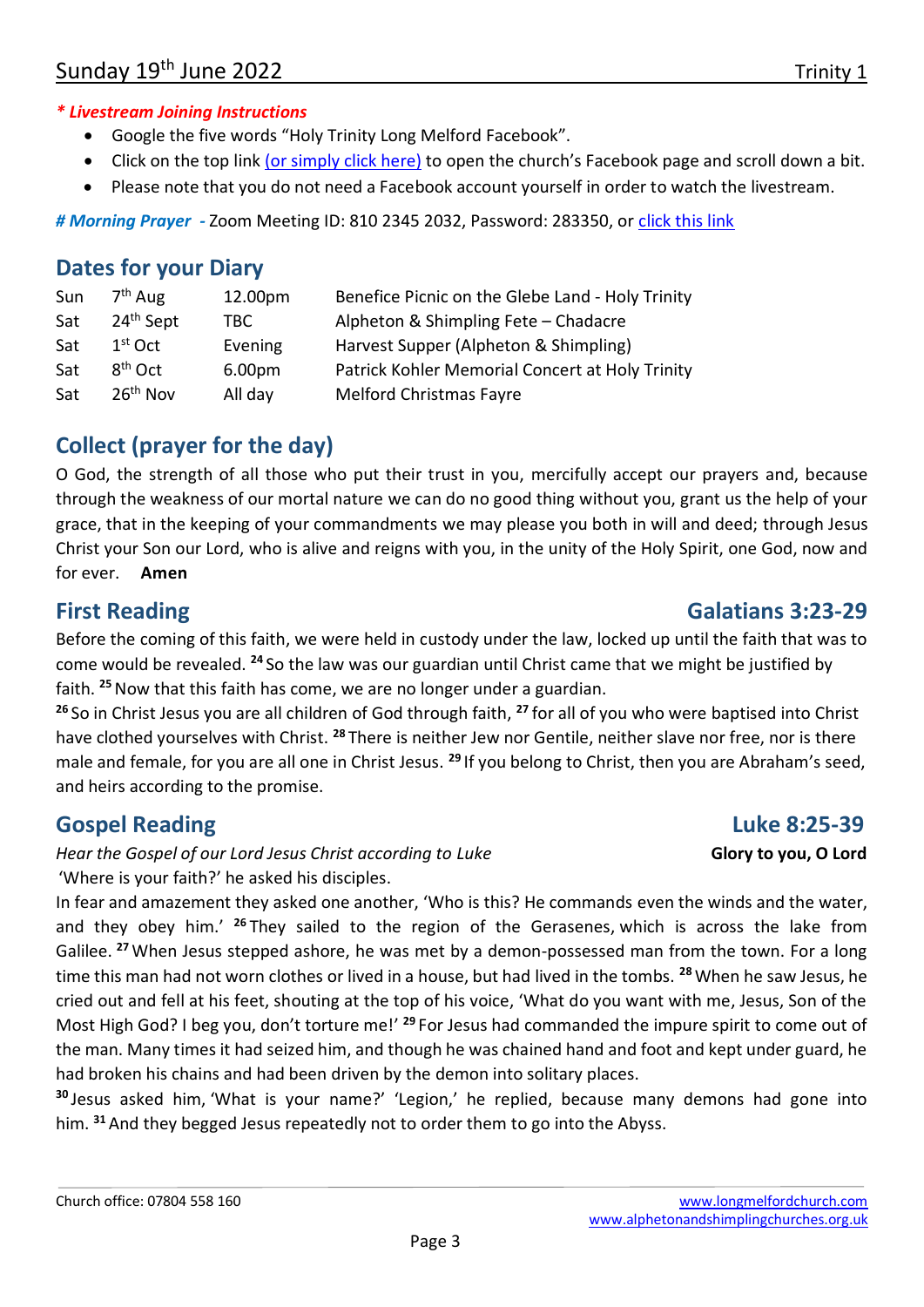## Sunday 19th June 2022 — Trinity 1

***\* Livestream Joining Instructions***

- Google the five words "Holy Trinity Long Melford Facebook".
- Click on the top link (or simply click here) to open the church's Facebook page and scroll down a bit.
- Please note that you do not need a Facebook account yourself in order to watch the livestream.

***# Morning Prayer*** - Zoom Meeting ID: 810 2345 2032, Password: 283350, or click this link

## Dates for your Diary

| | | | |
|---|---|---|---|
| Sun | 7th Aug | 12.00pm | Benefice Picnic on the Glebe Land - Holy Trinity |
| Sat | 24th Sept | TBC | Alpheton & Shimpling Fete – Chadacre |
| Sat | 1st Oct | Evening | Harvest Supper (Alpheton & Shimpling) |
| Sat | 8th Oct | 6.00pm | Patrick Kohler Memorial Concert at Holy Trinity |
| Sat | 26th Nov | All day | Melford Christmas Fayre |

## Collect (prayer for the day)

O God, the strength of all those who put their trust in you, mercifully accept our prayers and, because through the weakness of our mortal nature we can do no good thing without you, grant us the help of your grace, that in the keeping of your commandments we may please you both in will and deed; through Jesus Christ your Son our Lord, who is alive and reigns with you, in the unity of the Holy Spirit, one God, now and for ever. **Amen**

## First Reading — Galatians 3:23-29

Before the coming of this faith, we were held in custody under the law, locked up until the faith that was to come would be revealed. [24] So the law was our guardian until Christ came that we might be justified by faith. [25] Now that this faith has come, we are no longer under a guardian.

[26] So in Christ Jesus you are all children of God through faith, [27] for all of you who were baptised into Christ have clothed yourselves with Christ. [28] There is neither Jew nor Gentile, neither slave nor free, nor is there male and female, for you are all one in Christ Jesus. [29] If you belong to Christ, then you are Abraham's seed, and heirs according to the promise.

## Gospel Reading — Luke 8:25-39

*Hear the Gospel of our Lord Jesus Christ according to Luke* **Glory to you, O Lord**

'Where is your faith?' he asked his disciples.

In fear and amazement they asked one another, 'Who is this? He commands even the winds and the water, and they obey him.' [26] They sailed to the region of the Gerasenes, which is across the lake from Galilee. [27] When Jesus stepped ashore, he was met by a demon-possessed man from the town. For a long time this man had not worn clothes or lived in a house, but had lived in the tombs. [28] When he saw Jesus, he cried out and fell at his feet, shouting at the top of his voice, 'What do you want with me, Jesus, Son of the Most High God? I beg you, don't torture me!' [29] For Jesus had commanded the impure spirit to come out of the man. Many times it had seized him, and though he was chained hand and foot and kept under guard, he had broken his chains and had been driven by the demon into solitary places.

[30] Jesus asked him, 'What is your name?' 'Legion,' he replied, because many demons had gone into him. [31] And they begged Jesus repeatedly not to order them to go into the Abyss.

Church office: 07804 558 160 — www.longmelfordchurch.com — www.alphetonandshimplingchurches.org.uk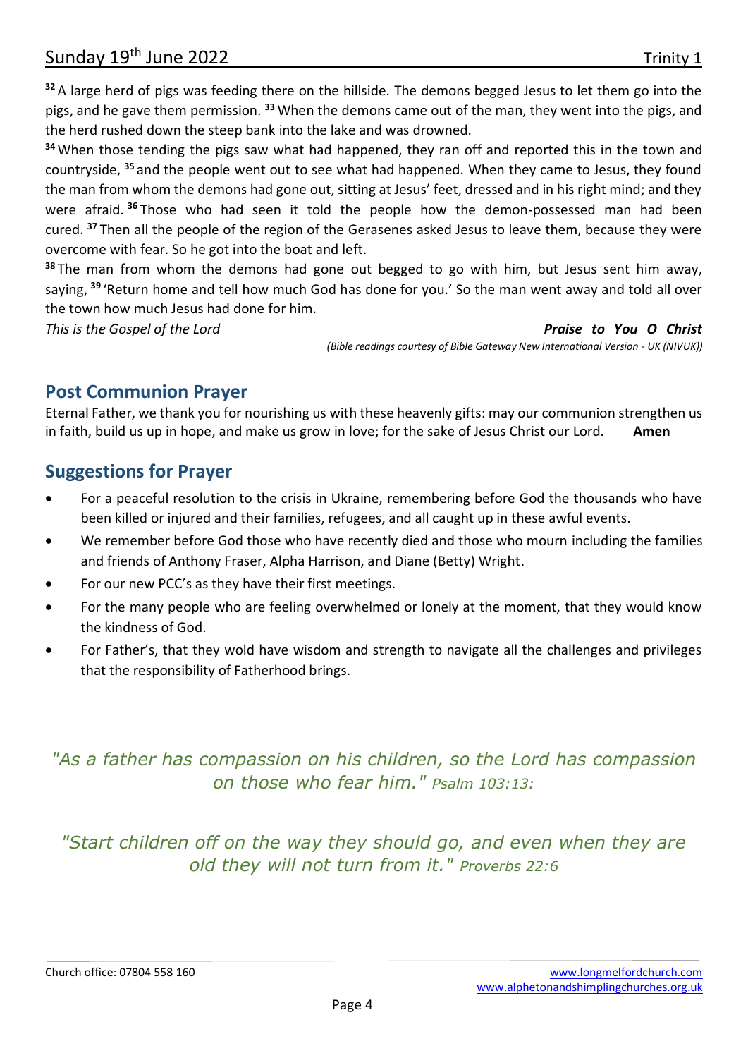[32] A large herd of pigs was feeding there on the hillside. The demons begged Jesus to let them go into the pigs, and he gave them permission. [33] When the demons came out of the man, they went into the pigs, and the herd rushed down the steep bank into the lake and was drowned.

[34] When those tending the pigs saw what had happened, they ran off and reported this in the town and countryside, [35] and the people went out to see what had happened. When they came to Jesus, they found the man from whom the demons had gone out, sitting at Jesus' feet, dressed and in his right mind; and they were afraid. [36] Those who had seen it told the people how the demon-possessed man had been cured. [37] Then all the people of the region of the Gerasenes asked Jesus to leave them, because they were overcome with fear. So he got into the boat and left.

[38] The man from whom the demons had gone out begged to go with him, but Jesus sent him away, saying, [39] 'Return home and tell how much God has done for you.' So the man went away and told all over the town how much Jesus had done for him.

*This is the Gospel of the Lord* ***Praise to You O Christ***

*(Bible readings courtesy of Bible Gateway New International Version - UK (NIVUK))*

## Post Communion Prayer

Eternal Father, we thank you for nourishing us with these heavenly gifts: may our communion strengthen us in faith, build us up in hope, and make us grow in love; for the sake of Jesus Christ our Lord. **Amen**

## Suggestions for Prayer

- For a peaceful resolution to the crisis in Ukraine, remembering before God the thousands who have been killed or injured and their families, refugees, and all caught up in these awful events.
- We remember before God those who have recently died and those who mourn including the families and friends of Anthony Fraser, Alpha Harrison, and Diane (Betty) Wright.
- For our new PCC's as they have their first meetings.
- For the many people who are feeling overwhelmed or lonely at the moment, that they would know the kindness of God.
- For Father's, that they wold have wisdom and strength to navigate all the challenges and privileges that the responsibility of Fatherhood brings.

*"As a father has compassion on his children, so the Lord has compassion on those who fear him." Psalm 103:13:*

*"Start children off on the way they should go, and even when they are old they will not turn from it." Proverbs 22:6*

Church office: 07804 558 160

www.longmelfordchurch.com
www.alphetonandshimplingchurches.org.uk